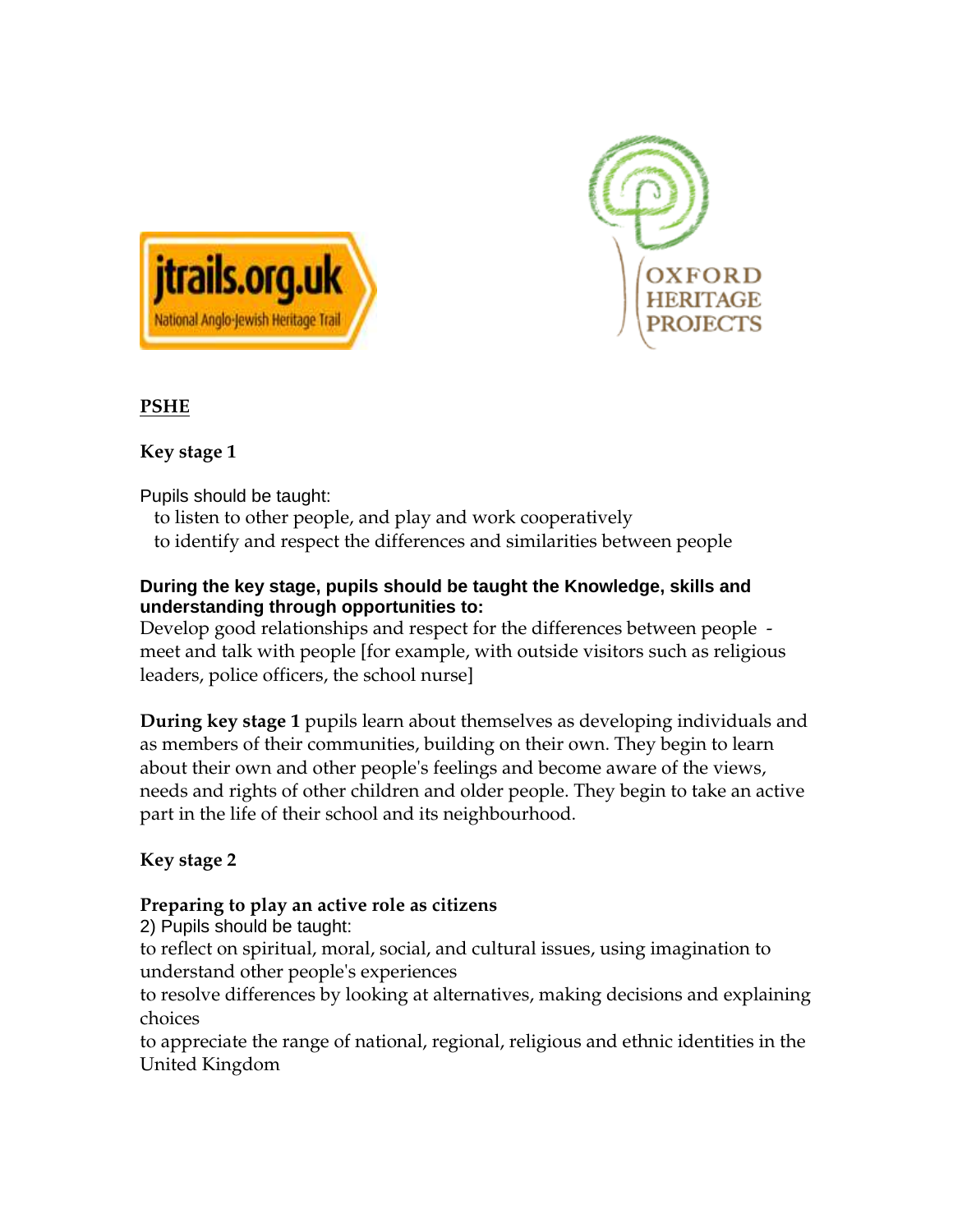## PSHE

**Key stage 1**

Pupils should be taught:

to listen to other people, and play and work cooperatively

to identify and respect the differences and similarities between people

**During the key stage, pupils should be taught the Knowledge, skills and understanding through opportunities to:**

Develop good relationships and respect for the differences between people - meet and talk with people [for example, with outside visitors such as religious leaders, police officers, the school nurse]

**During key stage 1** pupils learn about themselves as developing individuals and as members of their communities, building on their own. They begin to learn about their own and other people's feelings and become aware of the views, needs and rights of other children and older people. They begin to take an active part in the life of their school and its neighbourhood.

**Key stage 2**

**Preparing to play an active role as citizens**

2) Pupils should be taught:

to reflect on spiritual, moral, social, and cultural issues, using imagination to understand other people's experiences

to resolve differences by looking at alternatives, making decisions and explaining choices

to appreciate the range of national, regional, religious and ethnic identities in the United Kingdom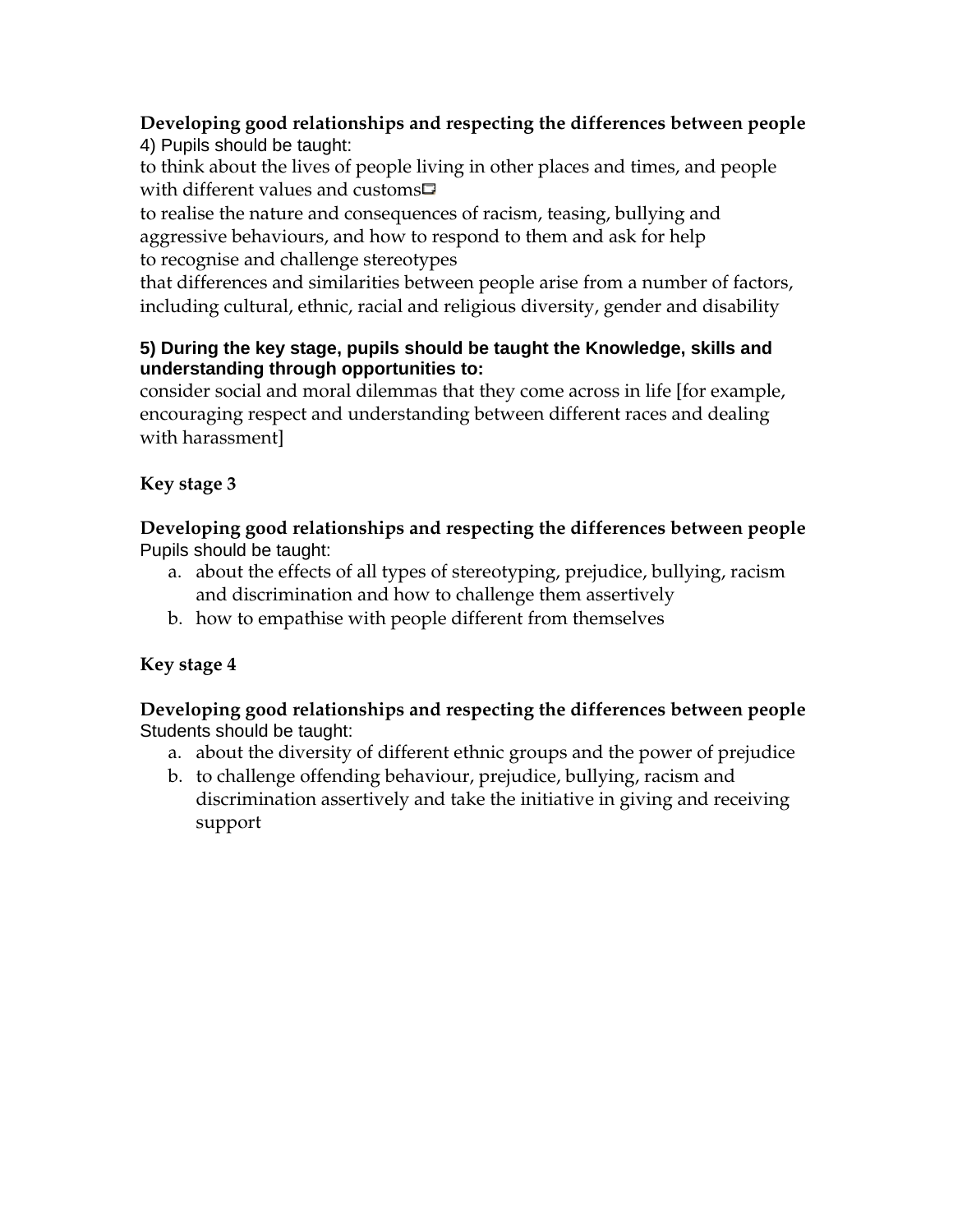**Developing good relationships and respecting the differences between people**

4) Pupils should be taught:

to think about the lives of people living in other places and times, and people with different values and customs

to realise the nature and consequences of racism, teasing, bullying and aggressive behaviours, and how to respond to them and ask for help

to recognise and challenge stereotypes

that differences and similarities between people arise from a number of factors, including cultural, ethnic, racial and religious diversity, gender and disability

**5) During the key stage, pupils should be taught the Knowledge, skills and understanding through opportunities to:**

consider social and moral dilemmas that they come across in life [for example, encouraging respect and understanding between different races and dealing with harassment]

**Key stage 3**

**Developing good relationships and respecting the differences between people**

Pupils should be taught:

a. about the effects of all types of stereotyping, prejudice, bullying, racism and discrimination and how to challenge them assertively
b. how to empathise with people different from themselves

**Key stage 4**

**Developing good relationships and respecting the differences between people**

Students should be taught:

a. about the diversity of different ethnic groups and the power of prejudice
b. to challenge offending behaviour, prejudice, bullying, racism and discrimination assertively and take the initiative in giving and receiving support